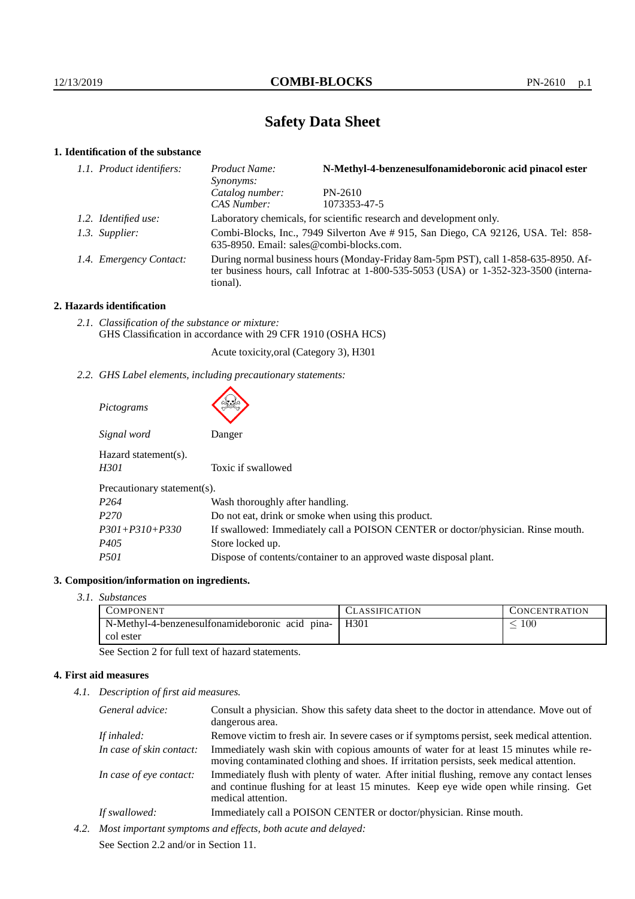# Safety Data Sheet

## 1. Identification of the substance

| | | |
|---|---|---|
| *1.1. Product identifiers:* | *Product Name:* | **N-Methyl-4-benzenesulfonamideboronic acid pinacol ester** |
| | *Synonyms:* | |
| | *Catalog number:* | PN-2610 |
| | *CAS Number:* | 1073353-47-5 |
| *1.2. Identified use:* | Laboratory chemicals, for scientific research and development only. | |
| *1.3. Supplier:* | Combi-Blocks, Inc., 7949 Silverton Ave # 915, San Diego, CA 92126, USA. Tel: 858-635-8950. Email: sales@combi-blocks.com. | |
| *1.4. Emergency Contact:* | During normal business hours (Monday-Friday 8am-5pm PST), call 1-858-635-8950. After business hours, call Infotrac at 1-800-535-5053 (USA) or 1-352-323-3500 (international). | |

## 2. Hazards identification

*2.1. Classification of the substance or mixture:*
GHS Classification in accordance with 29 CFR 1910 (OSHA HCS)

Acute toxicity,oral (Category 3), H301

*2.2. GHS Label elements, including precautionary statements:*

*Pictograms*

*Signal word* Danger

Hazard statement(s).

| | |
|---|---|
| *H301* | Toxic if swallowed |

Precautionary statement(s).

| | |
|---|---|
| *P264* | Wash thoroughly after handling. |
| *P270* | Do not eat, drink or smoke when using this product. |
| *P301+P310+P330* | If swallowed: Immediately call a POISON CENTER or doctor/physician. Rinse mouth. |
| *P405* | Store locked up. |
| *P501* | Dispose of contents/container to an approved waste disposal plant. |

## 3. Composition/information on ingredients.

*3.1. Substances*

| Component | Classification | Concentration |
|---|---|---|
| N-Methyl-4-benzenesulfonamideboronic acid pinacol ester | H301 | $\leq 100$ |

See Section 2 for full text of hazard statements.

## 4. First aid measures

*4.1. Description of first aid measures.*

| | |
|---|---|
| *General advice:* | Consult a physician. Show this safety data sheet to the doctor in attendance. Move out of dangerous area. |
| *If inhaled:* | Remove victim to fresh air. In severe cases or if symptoms persist, seek medical attention. |
| *In case of skin contact:* | Immediately wash skin with copious amounts of water for at least 15 minutes while removing contaminated clothing and shoes. If irritation persists, seek medical attention. |
| *In case of eye contact:* | Immediately flush with plenty of water. After initial flushing, remove any contact lenses and continue flushing for at least 15 minutes. Keep eye wide open while rinsing. Get medical attention. |
| *If swallowed:* | Immediately call a POISON CENTER or doctor/physician. Rinse mouth. |

*4.2. Most important symptoms and effects, both acute and delayed:*

See Section 2.2 and/or in Section 11.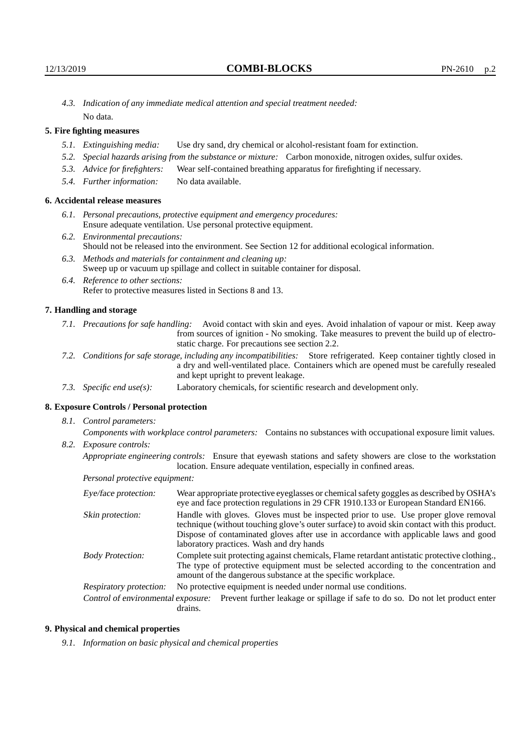*4.3. Indication of any immediate medical attention and special treatment needed:*
No data.

## 5. Fire fighting measures

*5.1. Extinguishing media:* Use dry sand, dry chemical or alcohol-resistant foam for extinction.

*5.2. Special hazards arising from the substance or mixture:* Carbon monoxide, nitrogen oxides, sulfur oxides.

*5.3. Advice for firefighters:* Wear self-contained breathing apparatus for firefighting if necessary.

*5.4. Further information:* No data available.

## 6. Accidental release measures

*6.1. Personal precautions, protective equipment and emergency procedures:*
Ensure adequate ventilation. Use personal protective equipment.

*6.2. Environmental precautions:*
Should not be released into the environment. See Section 12 for additional ecological information.

*6.3. Methods and materials for containment and cleaning up:*
Sweep up or vacuum up spillage and collect in suitable container for disposal.

*6.4. Reference to other sections:*
Refer to protective measures listed in Sections 8 and 13.

## 7. Handling and storage

*7.1. Precautions for safe handling:* Avoid contact with skin and eyes. Avoid inhalation of vapour or mist. Keep away from sources of ignition - No smoking. Take measures to prevent the build up of electrostatic charge. For precautions see section 2.2.

*7.2. Conditions for safe storage, including any incompatibilities:* Store refrigerated. Keep container tightly closed in a dry and well-ventilated place. Containers which are opened must be carefully resealed and kept upright to prevent leakage.

*7.3. Specific end use(s):* Laboratory chemicals, for scientific research and development only.

## 8. Exposure Controls / Personal protection

*8.1. Control parameters:*

*Components with workplace control parameters:* Contains no substances with occupational exposure limit values.

*8.2. Exposure controls:*

*Appropriate engineering controls:* Ensure that eyewash stations and safety showers are close to the workstation location. Ensure adequate ventilation, especially in confined areas.

*Personal protective equipment:*

*Eye/face protection:* Wear appropriate protective eyeglasses or chemical safety goggles as described by OSHA's eye and face protection regulations in 29 CFR 1910.133 or European Standard EN166.

*Skin protection:* Handle with gloves. Gloves must be inspected prior to use. Use proper glove removal technique (without touching glove's outer surface) to avoid skin contact with this product. Dispose of contaminated gloves after use in accordance with applicable laws and good laboratory practices. Wash and dry hands

*Body Protection:* Complete suit protecting against chemicals, Flame retardant antistatic protective clothing., The type of protective equipment must be selected according to the concentration and amount of the dangerous substance at the specific workplace.

*Respiratory protection:* No protective equipment is needed under normal use conditions.

*Control of environmental exposure:* Prevent further leakage or spillage if safe to do so. Do not let product enter drains.

## 9. Physical and chemical properties

*9.1. Information on basic physical and chemical properties*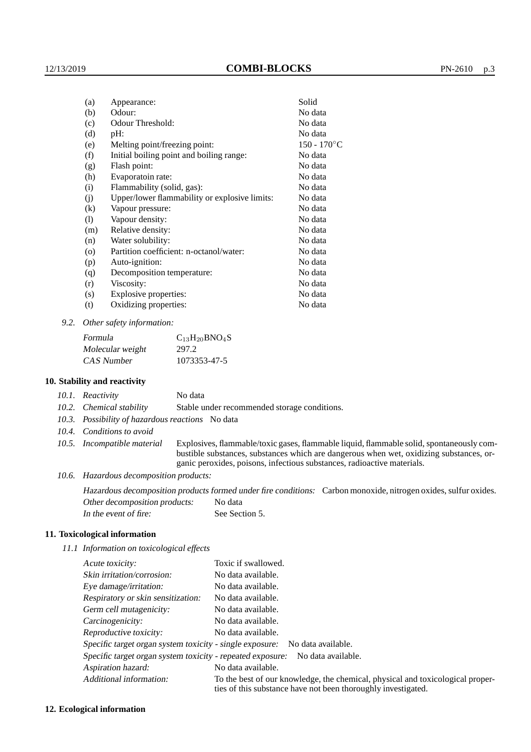| | | |
|---|---|---|
| (a) | Appearance: | Solid |
| (b) | Odour: | No data |
| (c) | Odour Threshold: | No data |
| (d) | pH: | No data |
| (e) | Melting point/freezing point: | 150 - 170°C |
| (f) | Initial boiling point and boiling range: | No data |
| (g) | Flash point: | No data |
| (h) | Evaporatoin rate: | No data |
| (i) | Flammability (solid, gas): | No data |
| (j) | Upper/lower flammability or explosive limits: | No data |
| (k) | Vapour pressure: | No data |
| (l) | Vapour density: | No data |
| (m) | Relative density: | No data |
| (n) | Water solubility: | No data |
| (o) | Partition coefficient: n-octanol/water: | No data |
| (p) | Auto-ignition: | No data |
| (q) | Decomposition temperature: | No data |
| (r) | Viscosity: | No data |
| (s) | Explosive properties: | No data |
| (t) | Oxidizing properties: | No data |

*9.2. Other safety information:*

| | |
|---|---|
| *Formula* | $C_{13}H_{20}BNO_4S$ |
| *Molecular weight* | 297.2 |
| *CAS Number* | 1073353-47-5 |

## 10. Stability and reactivity

*10.1. Reactivity* No data

*10.2. Chemical stability* Stable under recommended storage conditions.

*10.3. Possibility of hazardous reactions* No data

*10.4. Conditions to avoid*

*10.5. Incompatible material* Explosives, flammable/toxic gases, flammable liquid, flammable solid, spontaneously combustible substances, substances which are dangerous when wet, oxidizing substances, organic peroxides, poisons, infectious substances, radioactive materials.

*10.6. Hazardous decomposition products:*

*Hazardous decomposition products formed under fire conditions:* Carbon monoxide, nitrogen oxides, sulfur oxides.

*Other decomposition products:* No data

*In the event of fire:* See Section 5.

## 11. Toxicological information

*11.1 Information on toxicological effects*

| | |
|---|---|
| *Acute toxicity:* | Toxic if swallowed. |
| *Skin irritation/corrosion:* | No data available. |
| *Eye damage/irritation:* | No data available. |
| *Respiratory or skin sensitization:* | No data available. |
| *Germ cell mutagenicity:* | No data available. |
| *Carcinogenicity:* | No data available. |
| *Reproductive toxicity:* | No data available. |
| *Specific target organ system toxicity - single exposure:* | No data available. |
| *Specific target organ system toxicity - repeated exposure:* | No data available. |
| *Aspiration hazard:* | No data available. |
| *Additional information:* | To the best of our knowledge, the chemical, physical and toxicological properties of this substance have not been thoroughly investigated. |

## 12. Ecological information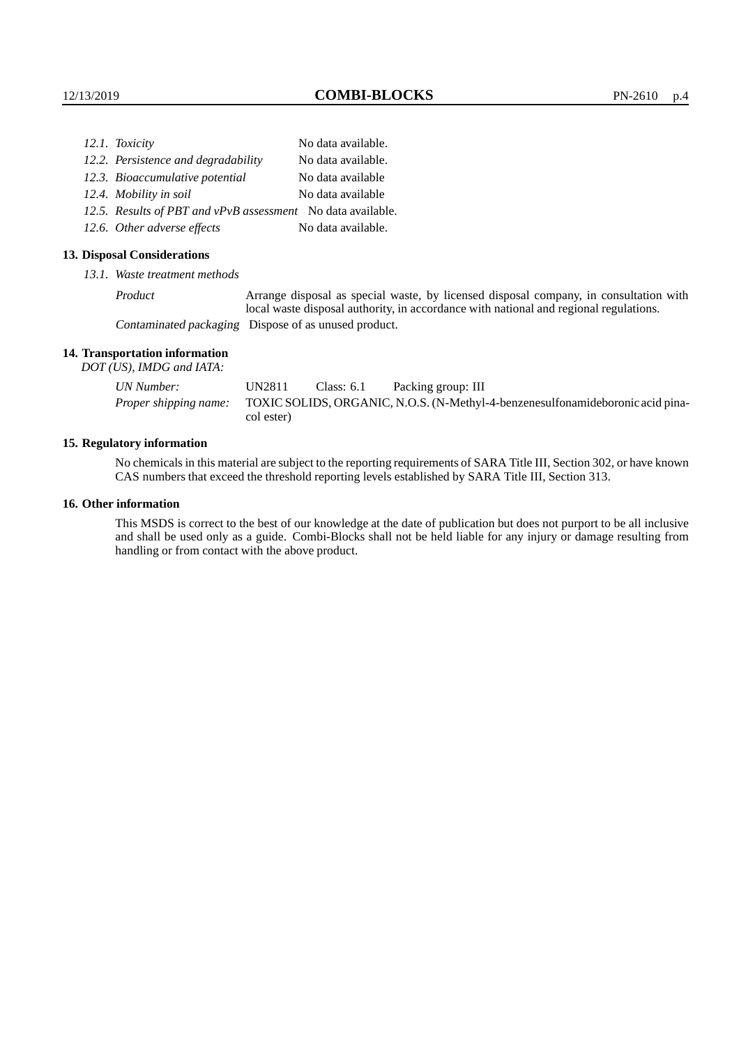*12.1. Toxicity* No data available.

*12.2. Persistence and degradability* No data available.

*12.3. Bioaccumulative potential* No data available

*12.4. Mobility in soil* No data available

*12.5. Results of PBT and vPvB assessment* No data available.

*12.6. Other adverse effects* No data available.

## 13. Disposal Considerations

*13.1. Waste treatment methods*

*Product* Arrange disposal as special waste, by licensed disposal company, in consultation with local waste disposal authority, in accordance with national and regional regulations.

*Contaminated packaging* Dispose of as unused product.

## 14. Transportation information

*DOT (US), IMDG and IATA:*

*UN Number:* UN2811 Class: 6.1 Packing group: III

*Proper shipping name:* TOXIC SOLIDS, ORGANIC, N.O.S. (N-Methyl-4-benzenesulfonamideboronic acid pinacol ester)

## 15. Regulatory information

No chemicals in this material are subject to the reporting requirements of SARA Title III, Section 302, or have known CAS numbers that exceed the threshold reporting levels established by SARA Title III, Section 313.

## 16. Other information

This MSDS is correct to the best of our knowledge at the date of publication but does not purport to be all inclusive and shall be used only as a guide. Combi-Blocks shall not be held liable for any injury or damage resulting from handling or from contact with the above product.